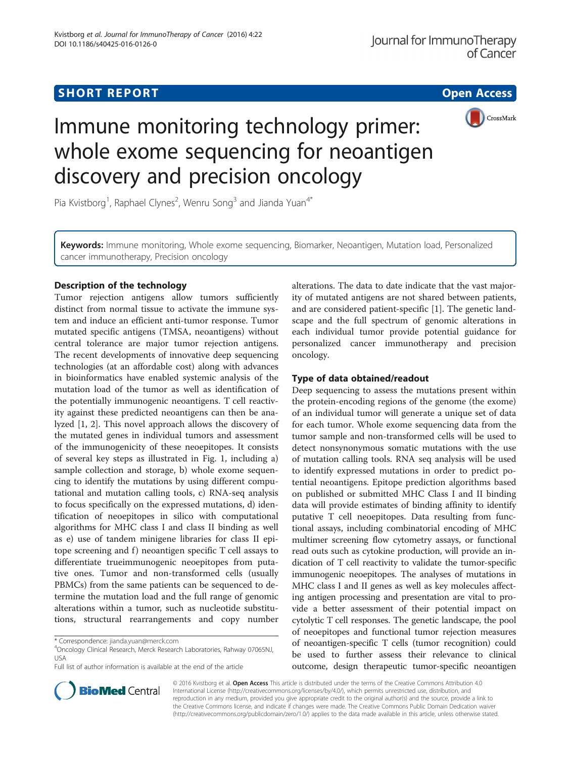SHORT REPORT

Open Access

# Immune monitoring technology primer: whole exome sequencing for neoantigen discovery and precision oncology

Pia Kvistborg[1], Raphael Clynes[2], Wenru Song[3] and Jianda Yuan[4*]

**Keywords:** Immune monitoring, Whole exome sequencing, Biomarker, Neoantigen, Mutation load, Personalized cancer immunotherapy, Precision oncology

## Description of the technology

Tumor rejection antigens allow tumors sufficiently distinct from normal tissue to activate the immune system and induce an efficient anti-tumor response. Tumor mutated specific antigens (TMSA, neoantigens) without central tolerance are major tumor rejection antigens. The recent developments of innovative deep sequencing technologies (at an affordable cost) along with advances in bioinformatics have enabled systemic analysis of the mutation load of the tumor as well as identification of the potentially immunogenic neoantigens. T cell reactivity against these predicted neoantigens can then be analyzed [1, 2]. This novel approach allows the discovery of the mutated genes in individual tumors and assessment of the immunogenicity of these neoepitopes. It consists of several key steps as illustrated in Fig. 1, including a) sample collection and storage, b) whole exome sequencing to identify the mutations by using different computational and mutation calling tools, c) RNA-seq analysis to focus specifically on the expressed mutations, d) identification of neoepitopes in silico with computational algorithms for MHC class I and class II binding as well as e) use of tandem minigene libraries for class II epitope screening and f) neoantigen specific T cell assays to differentiate trueimmunogenic neoepitopes from putative ones. Tumor and non-transformed cells (usually PBMCs) from the same patients can be sequenced to determine the mutation load and the full range of genomic alterations within a tumor, such as nucleotide substitutions, structural rearrangements and copy number alterations. The data to date indicate that the vast majority of mutated antigens are not shared between patients, and are considered patient-specific [1]. The genetic landscape and the full spectrum of genomic alterations in each individual tumor provide potential guidance for personalized cancer immunotherapy and precision oncology.

## Type of data obtained/readout

Deep sequencing to assess the mutations present within the protein-encoding regions of the genome (the exome) of an individual tumor will generate a unique set of data for each tumor. Whole exome sequencing data from the tumor sample and non-transformed cells will be used to detect nonsynonymous somatic mutations with the use of mutation calling tools. RNA seq analysis will be used to identify expressed mutations in order to predict potential neoantigens. Epitope prediction algorithms based on published or submitted MHC Class I and II binding data will provide estimates of binding affinity to identify putative T cell neoepitopes. Data resulting from functional assays, including combinatorial encoding of MHC multimer screening flow cytometry assays, or functional read outs such as cytokine production, will provide an indication of T cell reactivity to validate the tumor-specific immunogenic neoepitopes. The analyses of mutations in MHC class I and II genes as well as key molecules affecting antigen processing and presentation are vital to provide a better assessment of their potential impact on cytolytic T cell responses. The genetic landscape, the pool of neoepitopes and functional tumor rejection measures of neoantigen-specific T cells (tumor recognition) could be used to further assess their relevance to clinical outcome, design therapeutic tumor-specific neoantigen

* Correspondence: jianda.yuan@merck.com
[4]Oncology Clinical Research, Merck Research Laboratories, Rahway 07065NJ, USA
Full list of author information is available at the end of the article

© 2016 Kvistborg et al. **Open Access** This article is distributed under the terms of the Creative Commons Attribution 4.0 International License (http://creativecommons.org/licenses/by/4.0/), which permits unrestricted use, distribution, and reproduction in any medium, provided you give appropriate credit to the original author(s) and the source, provide a link to the Creative Commons license, and indicate if changes were made. The Creative Commons Public Domain Dedication waiver (http://creativecommons.org/publicdomain/zero/1.0/) applies to the data made available in this article, unless otherwise stated.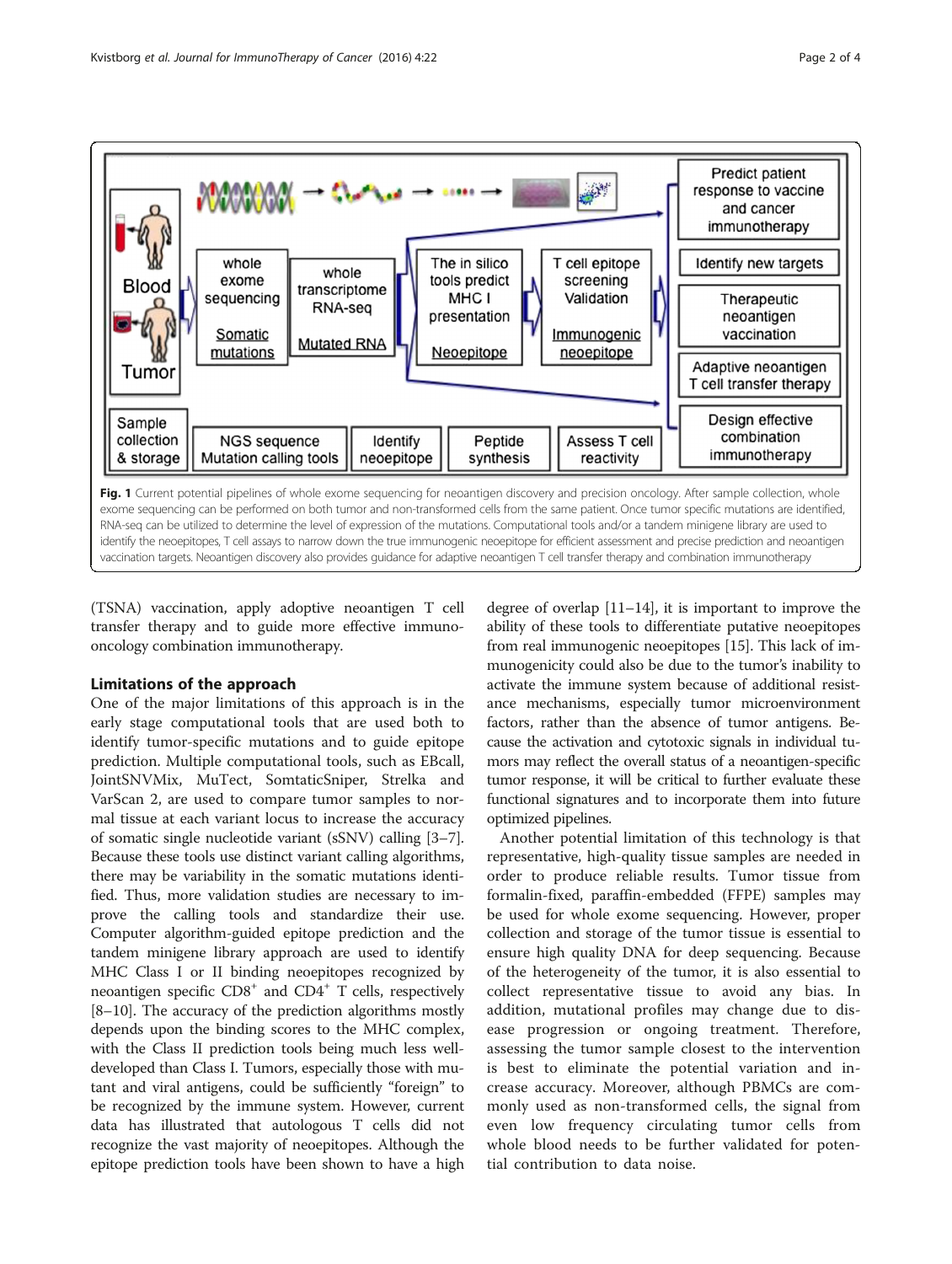Blood

Tumor

whole exome sequencing

Somatic mutations

whole transcriptome RNA-seq

Mutated RNA

The in silico tools predict MHC I presentation

Neoepitope

T cell epitope screening Validation

Immunogenic neoepitope

Predict patient response to vaccine and cancer immunotherapy

Identify new targets

Therapeutic neoantigen vaccination

Adaptive neoantigen T cell transfer therapy

Design effective combination immunotherapy

Sample collection & storage

NGS sequence Mutation calling tools

Identify neoepitope

Peptide synthesis

Assess T cell reactivity

**Fig. 1** Current potential pipelines of whole exome sequencing for neoantigen discovery and precision oncology. After sample collection, whole exome sequencing can be performed on both tumor and non-transformed cells from the same patient. Once tumor specific mutations are identified, RNA-seq can be utilized to determine the level of expression of the mutations. Computational tools and/or a tandem minigene library are used to identify the neoepitopes, T cell assays to narrow down the true immunogenic neoepitope for efficient assessment and precise prediction and neoantigen vaccination targets. Neoantigen discovery also provides guidance for adaptive neoantigen T cell transfer therapy and combination immunotherapy

(TSNA) vaccination, apply adoptive neoantigen T cell transfer therapy and to guide more effective immuno-oncology combination immunotherapy.

## Limitations of the approach

One of the major limitations of this approach is in the early stage computational tools that are used both to identify tumor-specific mutations and to guide epitope prediction. Multiple computational tools, such as EBcall, JointSNVMix, MuTect, SomtaticSniper, Strelka and VarScan 2, are used to compare tumor samples to normal tissue at each variant locus to increase the accuracy of somatic single nucleotide variant (sSNV) calling [3–7]. Because these tools use distinct variant calling algorithms, there may be variability in the somatic mutations identified. Thus, more validation studies are necessary to improve the calling tools and standardize their use. Computer algorithm-guided epitope prediction and the tandem minigene library approach are used to identify MHC Class I or II binding neoepitopes recognized by neoantigen specific $CD8^+$ and $CD4^+$ T cells, respectively [8–10]. The accuracy of the prediction algorithms mostly depends upon the binding scores to the MHC complex, with the Class II prediction tools being much less well-developed than Class I. Tumors, especially those with mutant and viral antigens, could be sufficiently "foreign" to be recognized by the immune system. However, current data has illustrated that autologous T cells did not recognize the vast majority of neoepitopes. Although the epitope prediction tools have been shown to have a high degree of overlap [11–14], it is important to improve the ability of these tools to differentiate putative neoepitopes from real immunogenic neoepitopes [15]. This lack of immunogenicity could also be due to the tumor's inability to activate the immune system because of additional resistance mechanisms, especially tumor microenvironment factors, rather than the absence of tumor antigens. Because the activation and cytotoxic signals in individual tumors may reflect the overall status of a neoantigen-specific tumor response, it will be critical to further evaluate these functional signatures and to incorporate them into future optimized pipelines.

Another potential limitation of this technology is that representative, high-quality tissue samples are needed in order to produce reliable results. Tumor tissue from formalin-fixed, paraffin-embedded (FFPE) samples may be used for whole exome sequencing. However, proper collection and storage of the tumor tissue is essential to ensure high quality DNA for deep sequencing. Because of the heterogeneity of the tumor, it is also essential to collect representative tissue to avoid any bias. In addition, mutational profiles may change due to disease progression or ongoing treatment. Therefore, assessing the tumor sample closest to the intervention is best to eliminate the potential variation and increase accuracy. Moreover, although PBMCs are commonly used as non-transformed cells, the signal from even low frequency circulating tumor cells from whole blood needs to be further validated for potential contribution to data noise.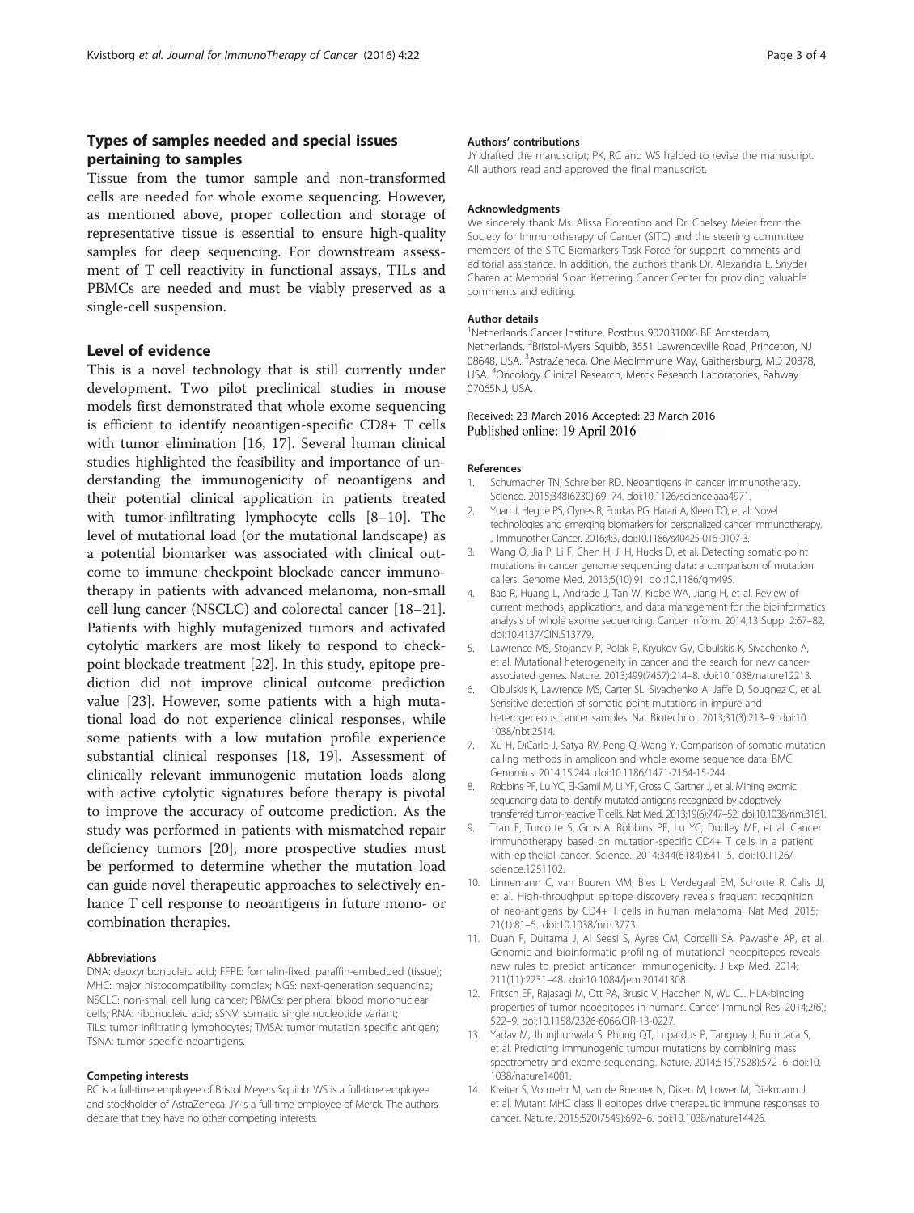## Types of samples needed and special issues pertaining to samples

Tissue from the tumor sample and non-transformed cells are needed for whole exome sequencing. However, as mentioned above, proper collection and storage of representative tissue is essential to ensure high-quality samples for deep sequencing. For downstream assessment of T cell reactivity in functional assays, TILs and PBMCs are needed and must be viably preserved as a single-cell suspension.

## Level of evidence

This is a novel technology that is still currently under development. Two pilot preclinical studies in mouse models first demonstrated that whole exome sequencing is efficient to identify neoantigen-specific CD8+ T cells with tumor elimination [16, 17]. Several human clinical studies highlighted the feasibility and importance of understanding the immunogenicity of neoantigens and their potential clinical application in patients treated with tumor-infiltrating lymphocyte cells [8–10]. The level of mutational load (or the mutational landscape) as a potential biomarker was associated with clinical outcome to immune checkpoint blockade cancer immunotherapy in patients with advanced melanoma, non-small cell lung cancer (NSCLC) and colorectal cancer [18–21]. Patients with highly mutagenized tumors and activated cytolytic markers are most likely to respond to checkpoint blockade treatment [22]. In this study, epitope prediction did not improve clinical outcome prediction value [23]. However, some patients with a high mutational load do not experience clinical responses, while some patients with a low mutation profile experience substantial clinical responses [18, 19]. Assessment of clinically relevant immunogenic mutation loads along with active cytolytic signatures before therapy is pivotal to improve the accuracy of outcome prediction. As the study was performed in patients with mismatched repair deficiency tumors [20], more prospective studies must be performed to determine whether the mutation load can guide novel therapeutic approaches to selectively enhance T cell response to neoantigens in future mono- or combination therapies.

#### Abbreviations

DNA: deoxyribonucleic acid; FFPE: formalin-fixed, paraffin-embedded (tissue); MHC: major histocompatibility complex; NGS: next-generation sequencing; NSCLC: non-small cell lung cancer; PBMCs: peripheral blood mononuclear cells; RNA: ribonucleic acid; sSNV: somatic single nucleotide variant; TILs: tumor infiltrating lymphocytes; TMSA: tumor mutation specific antigen; TSNA: tumor specific neoantigens.

#### Competing interests

RC is a full-time employee of Bristol Meyers Squibb. WS is a full-time employee and stockholder of AstraZeneca. JY is a full-time employee of Merck. The authors declare that they have no other competing interests.

#### Authors' contributions

JY drafted the manuscript; PK, RC and WS helped to revise the manuscript. All authors read and approved the final manuscript.

#### Acknowledgments

We sincerely thank Ms. Alissa Fiorentino and Dr. Chelsey Meier from the Society for Immunotherapy of Cancer (SITC) and the steering committee members of the SITC Biomarkers Task Force for support, comments and editorial assistance. In addition, the authors thank Dr. Alexandra E. Snyder Charen at Memorial Sloan Kettering Cancer Center for providing valuable comments and editing.

#### Author details

[1]Netherlands Cancer Institute, Postbus 902031006 BE Amsterdam, Netherlands. [2]Bristol-Myers Squibb, 3551 Lawrenceville Road, Princeton, NJ 08648, USA. [3]AstraZeneca, One MedImmune Way, Gaithersburg, MD 20878, USA. [4]Oncology Clinical Research, Merck Research Laboratories, Rahway 07065NJ, USA.

Received: 23 March 2016 Accepted: 23 March 2016
Published online: 19 April 2016

#### References

1. Schumacher TN, Schreiber RD. Neoantigens in cancer immunotherapy. Science. 2015;348(6230):69–74. doi:10.1126/science.aaa4971.
2. Yuan J, Hegde PS, Clynes R, Foukas PG, Harari A, Kleen TO, et al. Novel technologies and emerging biomarkers for personalized cancer immunotherapy. J Immunother Cancer. 2016;4:3. doi:10.1186/s40425-016-0107-3.
3. Wang Q, Jia P, Li F, Chen H, Ji H, Hucks D, et al. Detecting somatic point mutations in cancer genome sequencing data: a comparison of mutation callers. Genome Med. 2013;5(10):91. doi:10.1186/gm495.
4. Bao R, Huang L, Andrade J, Tan W, Kibbe WA, Jiang H, et al. Review of current methods, applications, and data management for the bioinformatics analysis of whole exome sequencing. Cancer Inform. 2014;13 Suppl 2:67–82. doi:10.4137/CIN.S13779.
5. Lawrence MS, Stojanov P, Polak P, Kryukov GV, Cibulskis K, Sivachenko A, et al. Mutational heterogeneity in cancer and the search for new cancer-associated genes. Nature. 2013;499(7457):214–8. doi:10.1038/nature12213.
6. Cibulskis K, Lawrence MS, Carter SL, Sivachenko A, Jaffe D, Sougnez C, et al. Sensitive detection of somatic point mutations in impure and heterogeneous cancer samples. Nat Biotechnol. 2013;31(3):213–9. doi:10.1038/nbt.2514.
7. Xu H, DiCarlo J, Satya RV, Peng Q, Wang Y. Comparison of somatic mutation calling methods in amplicon and whole exome sequence data. BMC Genomics. 2014;15:244. doi:10.1186/1471-2164-15-244.
8. Robbins PF, Lu YC, El-Gamil M, Li YF, Gross C, Gartner J, et al. Mining exomic sequencing data to identify mutated antigens recognized by adoptively transferred tumor-reactive T cells. Nat Med. 2013;19(6):747–52. doi:10.1038/nm.3161.
9. Tran E, Turcotte S, Gros A, Robbins PF, Lu YC, Dudley ME, et al. Cancer immunotherapy based on mutation-specific CD4+ T cells in a patient with epithelial cancer. Science. 2014;344(6184):641–5. doi:10.1126/science.1251102.
10. Linnemann C, van Buuren MM, Bies L, Verdegaal EM, Schotte R, Calis JJ, et al. High-throughput epitope discovery reveals frequent recognition of neo-antigens by CD4+ T cells in human melanoma. Nat Med. 2015;21(1):81–5. doi:10.1038/nm.3773.
11. Duan F, Duitama J, Al Seesi S, Ayres CM, Corcelli SA, Pawashe AP, et al. Genomic and bioinformatic profiling of mutational neoepitopes reveals new rules to predict anticancer immunogenicity. J Exp Med. 2014;211(11):2231–48. doi:10.1084/jem.20141308.
12. Fritsch EF, Rajasagi M, Ott PA, Brusic V, Hacohen N, Wu CJ. HLA-binding properties of tumor neoepitopes in humans. Cancer Immunol Res. 2014;2(6):522–9. doi:10.1158/2326-6066.CIR-13-0227.
13. Yadav M, Jhunjhunwala S, Phung QT, Lupardus P, Tanguay J, Bumbaca S, et al. Predicting immunogenic tumour mutations by combining mass spectrometry and exome sequencing. Nature. 2014;515(7528):572–6. doi:10.1038/nature14001.
14. Kreiter S, Vormehr M, van de Roemer N, Diken M, Lower M, Diekmann J, et al. Mutant MHC class II epitopes drive therapeutic immune responses to cancer. Nature. 2015;520(7549):692–6. doi:10.1038/nature14426.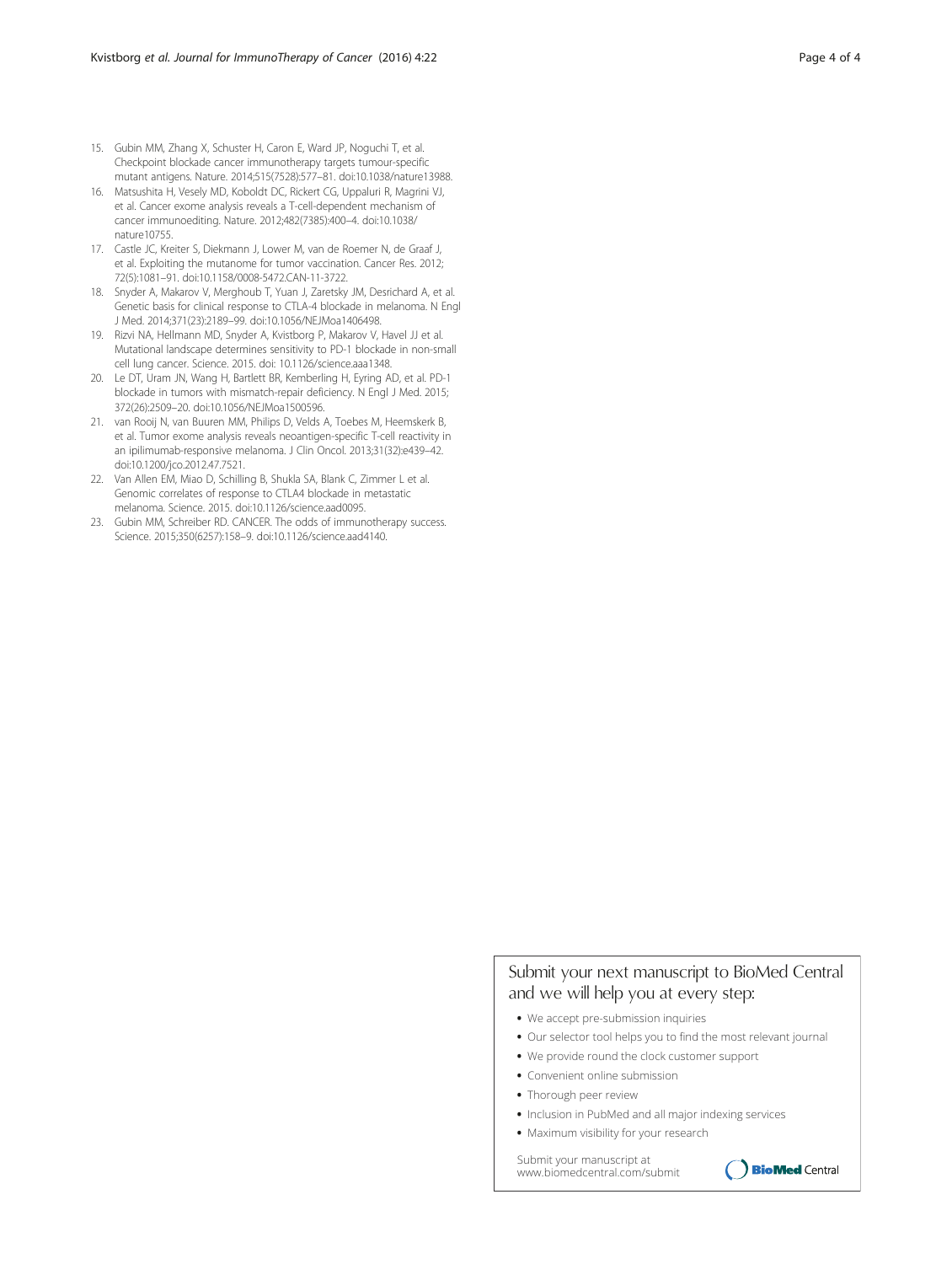15. Gubin MM, Zhang X, Schuster H, Caron E, Ward JP, Noguchi T, et al. Checkpoint blockade cancer immunotherapy targets tumour-specific mutant antigens. Nature. 2014;515(7528):577–81. doi:10.1038/nature13988.
16. Matsushita H, Vesely MD, Koboldt DC, Rickert CG, Uppaluri R, Magrini VJ, et al. Cancer exome analysis reveals a T-cell-dependent mechanism of cancer immunoediting. Nature. 2012;482(7385):400–4. doi:10.1038/nature10755.
17. Castle JC, Kreiter S, Diekmann J, Lower M, van de Roemer N, de Graaf J, et al. Exploiting the mutanome for tumor vaccination. Cancer Res. 2012; 72(5):1081–91. doi:10.1158/0008-5472.CAN-11-3722.
18. Snyder A, Makarov V, Merghoub T, Yuan J, Zaretsky JM, Desrichard A, et al. Genetic basis for clinical response to CTLA-4 blockade in melanoma. N Engl J Med. 2014;371(23):2189–99. doi:10.1056/NEJMoa1406498.
19. Rizvi NA, Hellmann MD, Snyder A, Kvistborg P, Makarov V, Havel JJ et al. Mutational landscape determines sensitivity to PD-1 blockade in non-small cell lung cancer. Science. 2015. doi: 10.1126/science.aaa1348.
20. Le DT, Uram JN, Wang H, Bartlett BR, Kemberling H, Eyring AD, et al. PD-1 blockade in tumors with mismatch-repair deficiency. N Engl J Med. 2015; 372(26):2509–20. doi:10.1056/NEJMoa1500596.
21. van Rooij N, van Buuren MM, Philips D, Velds A, Toebes M, Heemskerk B, et al. Tumor exome analysis reveals neoantigen-specific T-cell reactivity in an ipilimumab-responsive melanoma. J Clin Oncol. 2013;31(32):e439–42. doi:10.1200/jco.2012.47.7521.
22. Van Allen EM, Miao D, Schilling B, Shukla SA, Blank C, Zimmer L et al. Genomic correlates of response to CTLA4 blockade in metastatic melanoma. Science. 2015. doi:10.1126/science.aad0095.
23. Gubin MM, Schreiber RD. CANCER. The odds of immunotherapy success. Science. 2015;350(6257):158–9. doi:10.1126/science.aad4140.

Submit your next manuscript to BioMed Central and we will help you at every step:

- We accept pre-submission inquiries
- Our selector tool helps you to find the most relevant journal
- We provide round the clock customer support
- Convenient online submission
- Thorough peer review
- Inclusion in PubMed and all major indexing services
- Maximum visibility for your research

Submit your manuscript at
www.biomedcentral.com/submit

BioMed Central